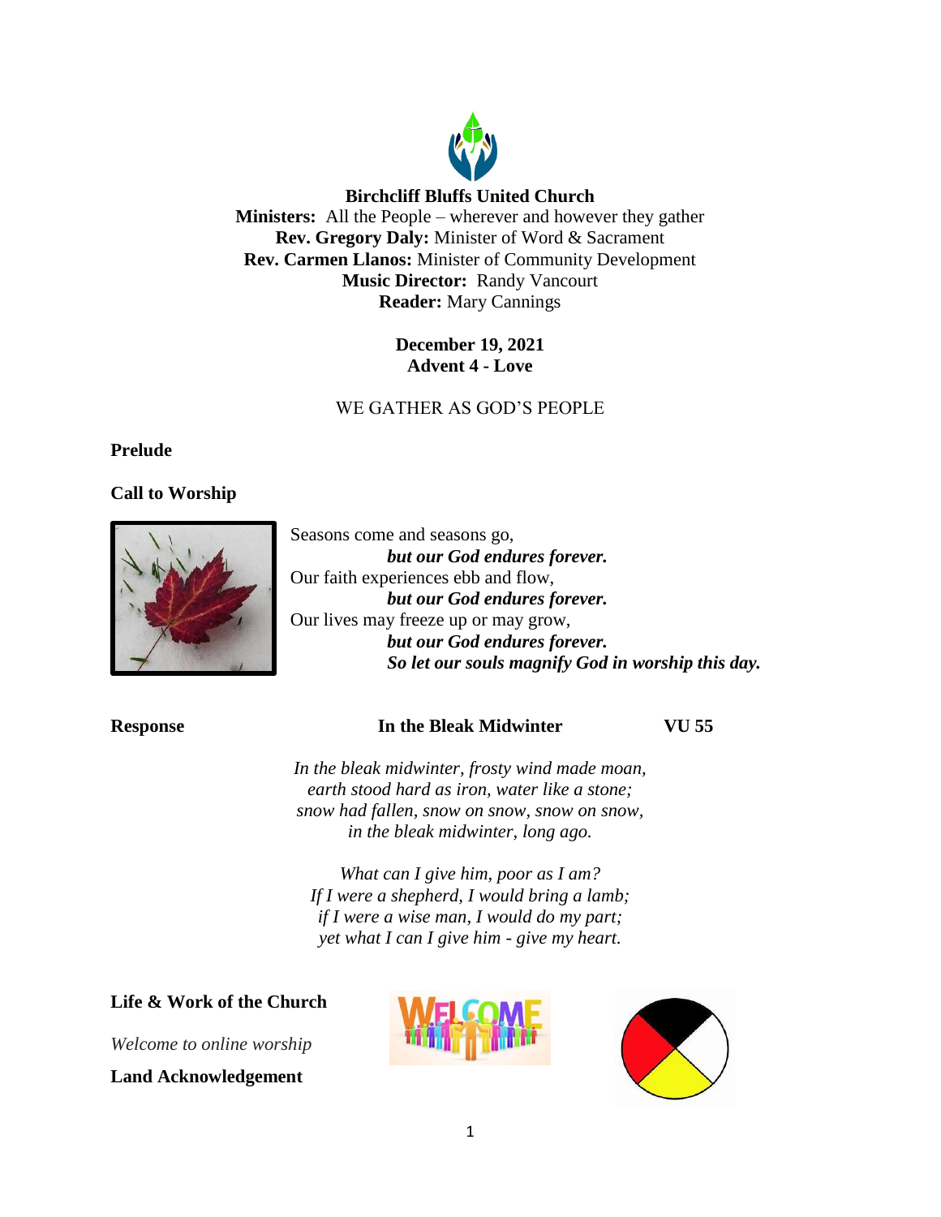**Birchcliff Bluffs United Church**
**Ministers:** All the People – wherever and however they gather
**Rev. Gregory Daly:** Minister of Word & Sacrament
**Rev. Carmen Llanos:** Minister of Community Development
**Music Director:** Randy Vancourt
**Reader:** Mary Cannings

**December 19, 2021**
**Advent 4 - Love**

WE GATHER AS GOD'S PEOPLE

**Prelude**

**Call to Worship**

Seasons come and seasons go,
***but our God endures forever.***
Our faith experiences ebb and flow,
***but our God endures forever.***
Our lives may freeze up or may grow,
***but our God endures forever.***
***So let our souls magnify God in worship this day.***

**Response** **In the Bleak Midwinter** **VU 55**

*In the bleak midwinter, frosty wind made moan,*
*earth stood hard as iron, water like a stone;*
*snow had fallen, snow on snow, snow on snow,*
*in the bleak midwinter, long ago.*

*What can I give him, poor as I am?*
*If I were a shepherd, I would bring a lamb;*
*if I were a wise man, I would do my part;*
*yet what I can I give him - give my heart.*

**Life & Work of the Church**

*Welcome to online worship*

**Land Acknowledgement**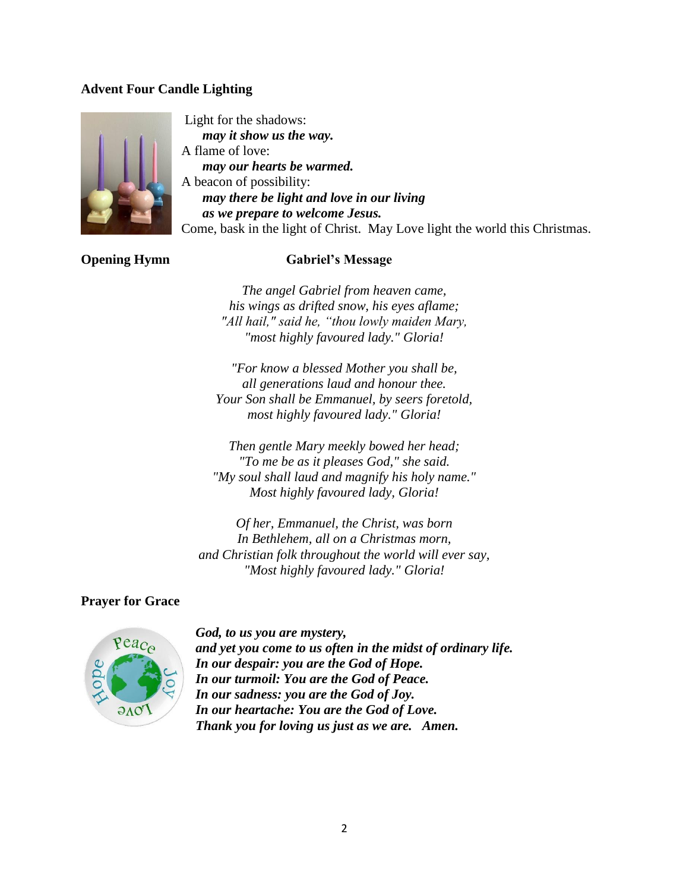**Advent Four Candle Lighting**

Light for the shadows:
  ***may it show us the way.***
A flame of love:
  ***may our hearts be warmed.***
A beacon of possibility:
  ***may there be light and love in our living***
  ***as we prepare to welcome Jesus.***
Come, bask in the light of Christ. May Love light the world this Christmas.

**Opening Hymn** **Gabriel's Message**

*The angel Gabriel from heaven came,*
*his wings as drifted snow, his eyes aflame;*
*"All hail," said he, "thou lowly maiden Mary,*
*"most highly favoured lady." Gloria!*

*"For know a blessed Mother you shall be,*
*all generations laud and honour thee.*
*Your Son shall be Emmanuel, by seers foretold,*
*most highly favoured lady." Gloria!*

*Then gentle Mary meekly bowed her head;*
*"To me be as it pleases God," she said.*
*"My soul shall laud and magnify his holy name."*
*Most highly favoured lady, Gloria!*

*Of her, Emmanuel, the Christ, was born*
*In Bethlehem, all on a Christmas morn,*
*and Christian folk throughout the world will ever say,*
*"Most highly favoured lady." Gloria!*

**Prayer for Grace**

***God, to us you are mystery,***
***and yet you come to us often in the midst of ordinary life.***
***In our despair: you are the God of Hope.***
***In our turmoil: You are the God of Peace.***
***In our sadness: you are the God of Joy.***
***In our heartache: You are the God of Love.***
***Thank you for loving us just as we are. Amen.***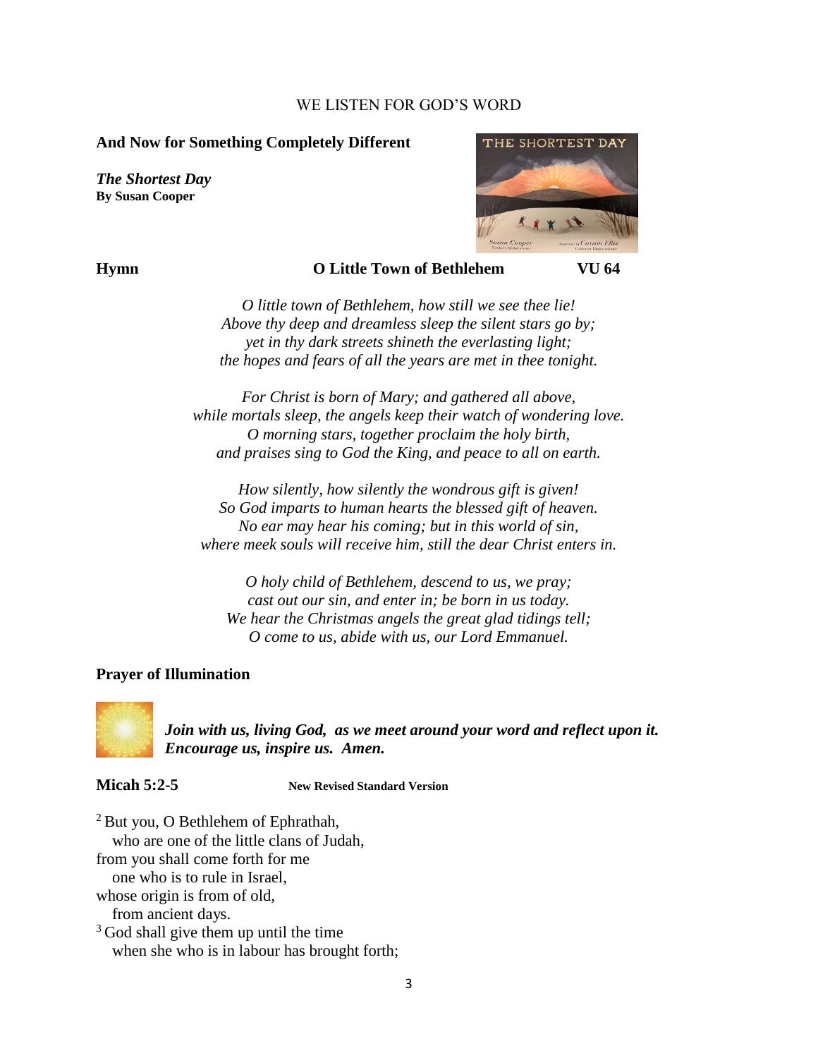WE LISTEN FOR GOD'S WORD

**And Now for Something Completely Different**

***The Shortest Day***
**By Susan Cooper**

**Hymn** **O Little Town of Bethlehem** **VU 64**

*O little town of Bethlehem, how still we see thee lie!*
*Above thy deep and dreamless sleep the silent stars go by;*
*yet in thy dark streets shineth the everlasting light;*
*the hopes and fears of all the years are met in thee tonight.*

*For Christ is born of Mary; and gathered all above,*
*while mortals sleep, the angels keep their watch of wondering love.*
*O morning stars, together proclaim the holy birth,*
*and praises sing to God the King, and peace to all on earth.*

*How silently, how silently the wondrous gift is given!*
*So God imparts to human hearts the blessed gift of heaven.*
*No ear may hear his coming; but in this world of sin,*
*where meek souls will receive him, still the dear Christ enters in.*

*O holy child of Bethlehem, descend to us, we pray;*
*cast out our sin, and enter in; be born in us today.*
*We hear the Christmas angels the great glad tidings tell;*
*O come to us, abide with us, our Lord Emmanuel.*

**Prayer of Illumination**

***Join with us, living God, as we meet around your word and reflect upon it. Encourage us, inspire us. Amen.***

**Micah 5:2-5** **New Revised Standard Version**

[2] But you, O Bethlehem of Ephrathah,
who are one of the little clans of Judah,
from you shall come forth for me
one who is to rule in Israel,
whose origin is from of old,
from ancient days.
[3] God shall give them up until the time
when she who is in labour has brought forth;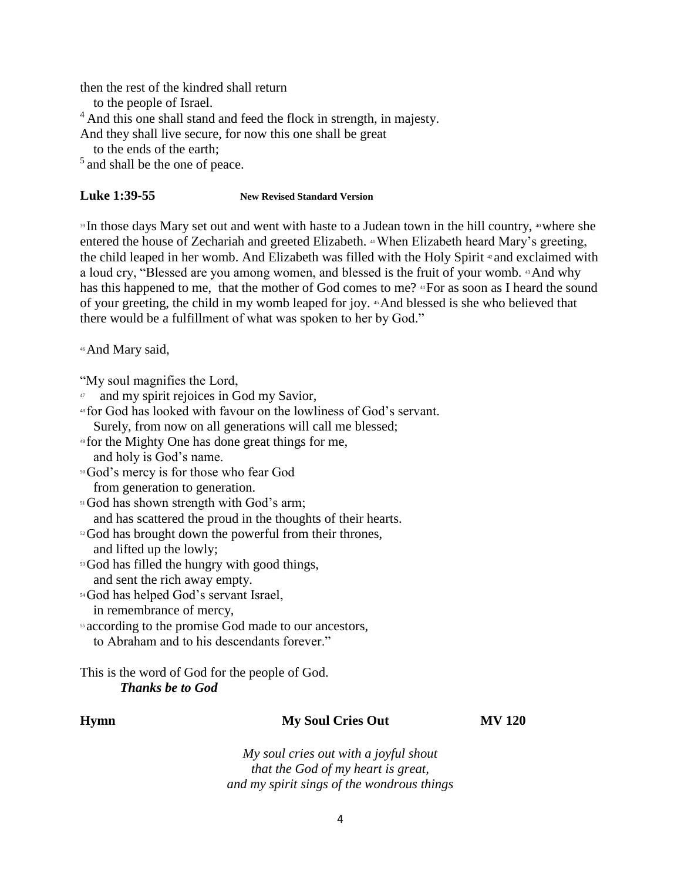then the rest of the kindred shall return
   to the people of Israel.
[4] And this one shall stand and feed the flock in strength, in majesty.
And they shall live secure, for now this one shall be great
   to the ends of the earth;
[5] and shall be the one of peace.

**Luke 1:39-55** **New Revised Standard Version**

[39] In those days Mary set out and went with haste to a Judean town in the hill country, [40] where she entered the house of Zechariah and greeted Elizabeth. [41] When Elizabeth heard Mary's greeting, the child leaped in her womb. And Elizabeth was filled with the Holy Spirit [42] and exclaimed with a loud cry, "Blessed are you among women, and blessed is the fruit of your womb. [43] And why has this happened to me, that the mother of God comes to me? [44] For as soon as I heard the sound of your greeting, the child in my womb leaped for joy. [45] And blessed is she who believed that there would be a fulfillment of what was spoken to her by God."

[46] And Mary said,

"My soul magnifies the Lord,
[47]    and my spirit rejoices in God my Savior,
[48] for God has looked with favour on the lowliness of God's servant.
   Surely, from now on all generations will call me blessed;
[49] for the Mighty One has done great things for me,
   and holy is God's name.
[50] God's mercy is for those who fear God
   from generation to generation.
[51] God has shown strength with God's arm;
   and has scattered the proud in the thoughts of their hearts.
[52] God has brought down the powerful from their thrones,
   and lifted up the lowly;
[53] God has filled the hungry with good things,
   and sent the rich away empty.
[54] God has helped God's servant Israel,
   in remembrance of mercy,
[55] according to the promise God made to our ancestors,
   to Abraham and to his descendants forever."

This is the word of God for the people of God.
   ***Thanks be to God***

**Hymn** **My Soul Cries Out** **MV 120**

*My soul cries out with a joyful shout*
*that the God of my heart is great,*
*and my spirit sings of the wondrous things*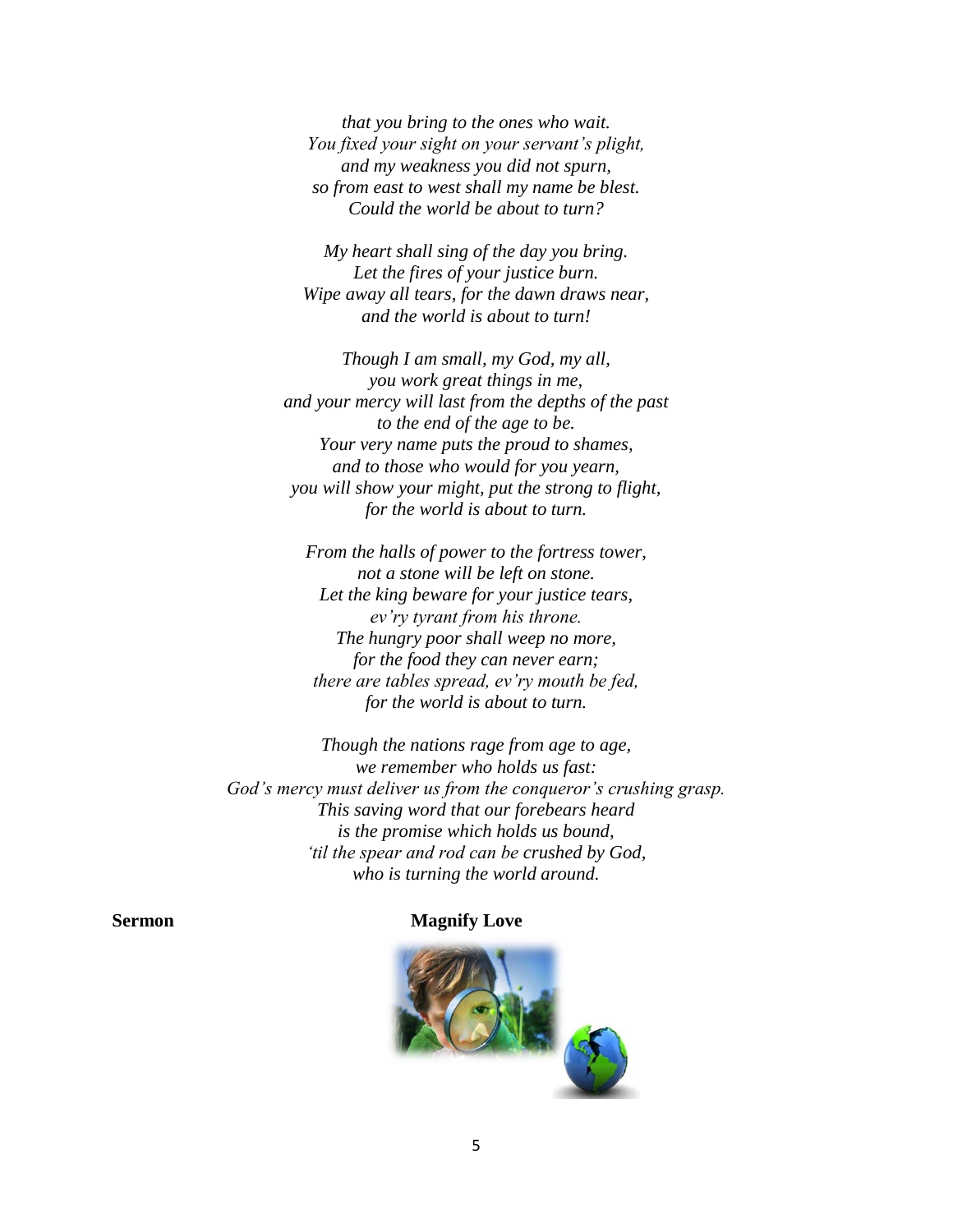*that you bring to the ones who wait.*
*You fixed your sight on your servant's plight,*
*and my weakness you did not spurn,*
*so from east to west shall my name be blest.*
*Could the world be about to turn?*

*My heart shall sing of the day you bring.*
*Let the fires of your justice burn.*
*Wipe away all tears, for the dawn draws near,*
*and the world is about to turn!*

*Though I am small, my God, my all,*
*you work great things in me,*
*and your mercy will last from the depths of the past*
*to the end of the age to be.*
*Your very name puts the proud to shames,*
*and to those who would for you yearn,*
*you will show your might, put the strong to flight,*
*for the world is about to turn.*

*From the halls of power to the fortress tower,*
*not a stone will be left on stone.*
*Let the king beware for your justice tears,*
*ev'ry tyrant from his throne.*
*The hungry poor shall weep no more,*
*for the food they can never earn;*
*there are tables spread, ev'ry mouth be fed,*
*for the world is about to turn.*

*Though the nations rage from age to age,*
*we remember who holds us fast:*
*God's mercy must deliver us from the conqueror's crushing grasp.*
*This saving word that our forebears heard*
*is the promise which holds us bound,*
*'til the spear and rod can be crushed by God,*
*who is turning the world around.*

**Sermon** **Magnify Love**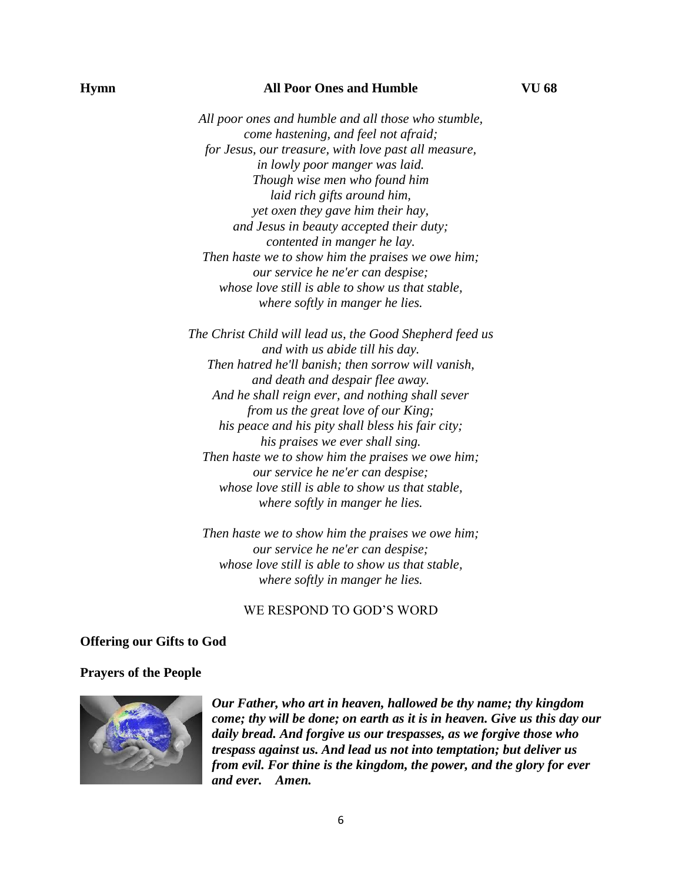**Hymn** **All Poor Ones and Humble** **VU 68**

*All poor ones and humble and all those who stumble,*
*come hastening, and feel not afraid;*
*for Jesus, our treasure, with love past all measure,*
*in lowly poor manger was laid.*
*Though wise men who found him*
*laid rich gifts around him,*
*yet oxen they gave him their hay,*
*and Jesus in beauty accepted their duty;*
*contented in manger he lay.*
*Then haste we to show him the praises we owe him;*
*our service he ne'er can despise;*
*whose love still is able to show us that stable,*
*where softly in manger he lies.*

*The Christ Child will lead us, the Good Shepherd feed us*
*and with us abide till his day.*
*Then hatred he'll banish; then sorrow will vanish,*
*and death and despair flee away.*
*And he shall reign ever, and nothing shall sever*
*from us the great love of our King;*
*his peace and his pity shall bless his fair city;*
*his praises we ever shall sing.*
*Then haste we to show him the praises we owe him;*
*our service he ne'er can despise;*
*whose love still is able to show us that stable,*
*where softly in manger he lies.*

*Then haste we to show him the praises we owe him;*
*our service he ne'er can despise;*
*whose love still is able to show us that stable,*
*where softly in manger he lies.*

WE RESPOND TO GOD'S WORD

**Offering our Gifts to God**

**Prayers of the People**

***Our Father, who art in heaven, hallowed be thy name; thy kingdom come; thy will be done; on earth as it is in heaven. Give us this day our daily bread. And forgive us our trespasses, as we forgive those who trespass against us. And lead us not into temptation; but deliver us from evil. For thine is the kingdom, the power, and the glory for ever and ever. Amen.***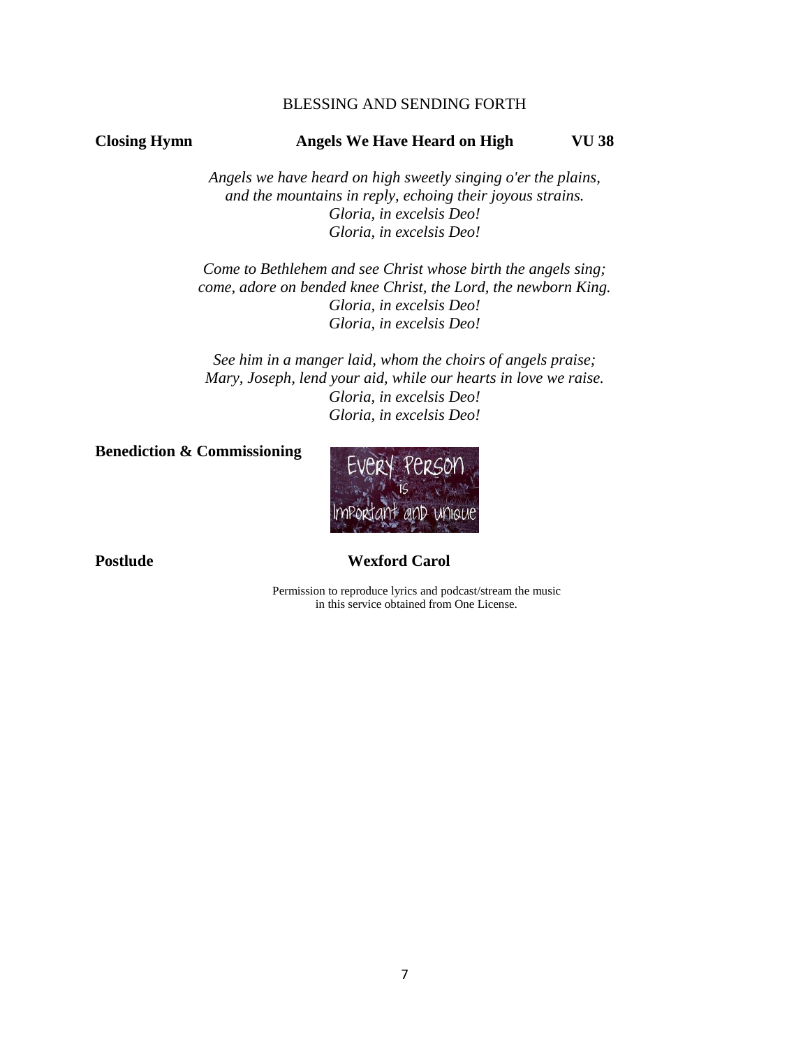## BLESSING AND SENDING FORTH

**Closing Hymn** **Angels We Have Heard on High** **VU 38**

*Angels we have heard on high sweetly singing o'er the plains,*
*and the mountains in reply, echoing their joyous strains.*
*Gloria, in excelsis Deo!*
*Gloria, in excelsis Deo!*

*Come to Bethlehem and see Christ whose birth the angels sing;*
*come, adore on bended knee Christ, the Lord, the newborn King.*
*Gloria, in excelsis Deo!*
*Gloria, in excelsis Deo!*

*See him in a manger laid, whom the choirs of angels praise;*
*Mary, Joseph, lend your aid, while our hearts in love we raise.*
*Gloria, in excelsis Deo!*
*Gloria, in excelsis Deo!*

**Benediction & Commissioning**

Every person is important and unique

**Postlude** **Wexford Carol**

Permission to reproduce lyrics and podcast/stream the music in this service obtained from One License.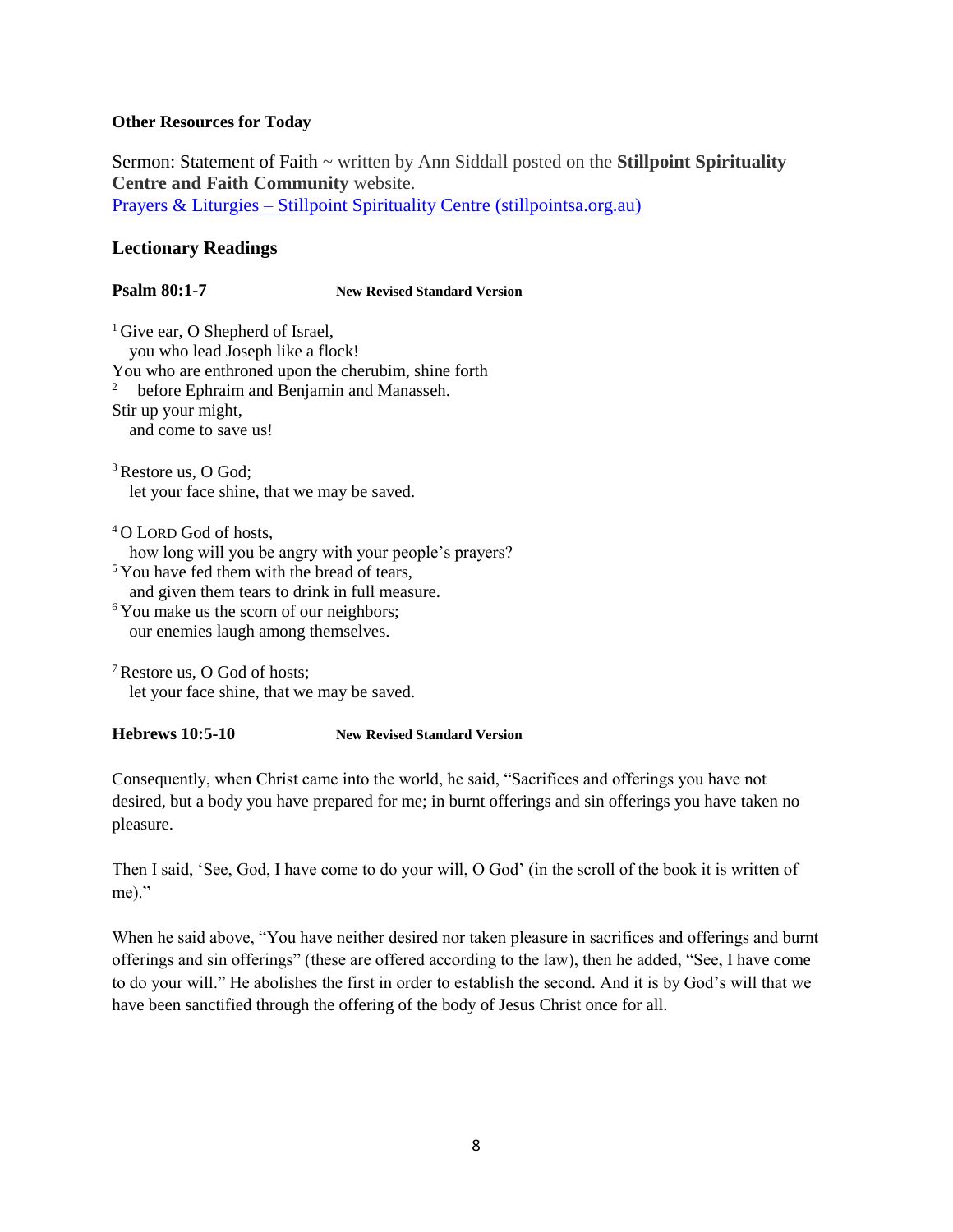**Other Resources for Today**

Sermon: Statement of Faith ~ written by Ann Siddall posted on the **Stillpoint Spirituality Centre and Faith Community** website.
[Prayers & Liturgies – Stillpoint Spirituality Centre (stillpointsa.org.au)](stillpointsa.org.au)

## Lectionary Readings

**Psalm 80:1-7** **New Revised Standard Version**

[1] Give ear, O Shepherd of Israel,
you who lead Joseph like a flock!
You who are enthroned upon the cherubim, shine forth
[2] before Ephraim and Benjamin and Manasseh.
Stir up your might,
and come to save us!

[3] Restore us, O God;
let your face shine, that we may be saved.

[4] O LORD God of hosts,
how long will you be angry with your people's prayers?
[5] You have fed them with the bread of tears,
and given them tears to drink in full measure.
[6] You make us the scorn of our neighbors;
our enemies laugh among themselves.

[7] Restore us, O God of hosts;
let your face shine, that we may be saved.

**Hebrews 10:5-10** **New Revised Standard Version**

Consequently, when Christ came into the world, he said, "Sacrifices and offerings you have not desired, but a body you have prepared for me; in burnt offerings and sin offerings you have taken no pleasure.

Then I said, 'See, God, I have come to do your will, O God' (in the scroll of the book it is written of me)."

When he said above, "You have neither desired nor taken pleasure in sacrifices and offerings and burnt offerings and sin offerings" (these are offered according to the law), then he added, "See, I have come to do your will." He abolishes the first in order to establish the second. And it is by God's will that we have been sanctified through the offering of the body of Jesus Christ once for all.